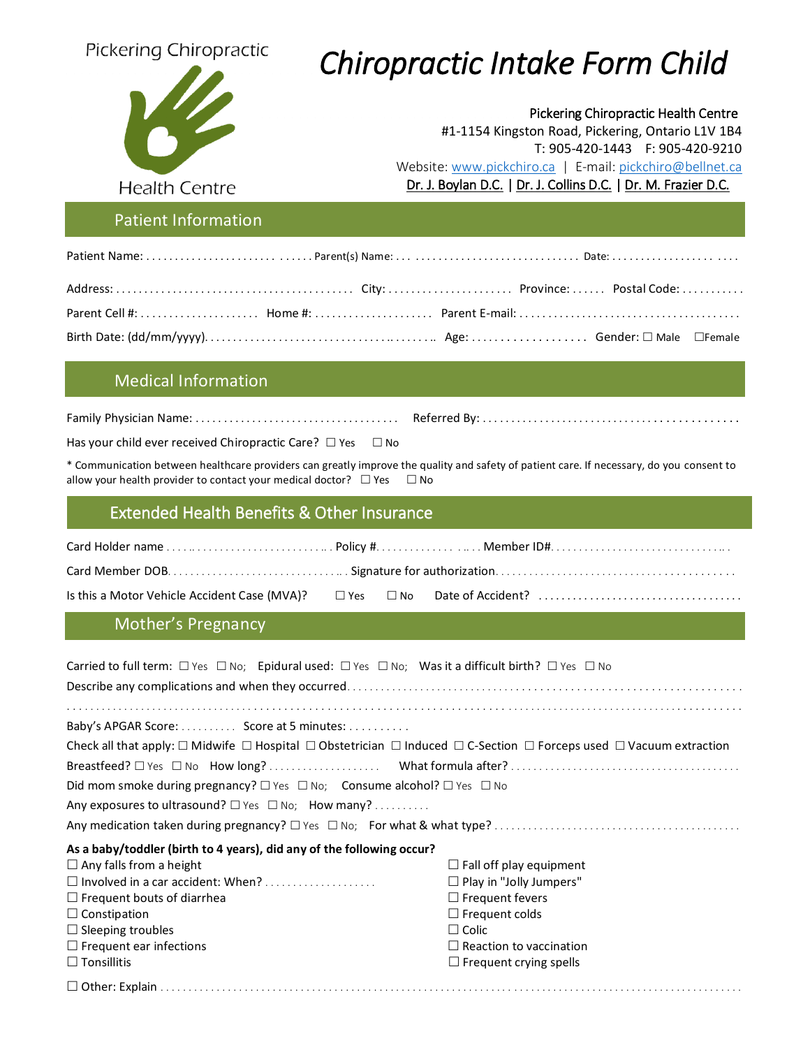Pickering Chiropractic

Health Centre

# *Chiropractic Intake Form Child*

Pickering Chiropractic Health Centre
#1-1154 Kingston Road, Pickering, Ontario L1V 1B4
T: 905-420-1443 F: 905-420-9210
Website: www.pickchiro.ca | E-mail: pickchiro@bellnet.ca
Dr. J. Boylan D.C. | Dr. J. Collins D.C. | Dr. M. Frazier D.C.

## Patient Information

Patient Name: .............................. Parent(s) Name: .................................. Date: ......................

Address: .......................................... City: ...................... Province: ...... Postal Code: ...........

Parent Cell #: ..................... Home #: ..................... Parent E-mail: ........................................

Birth Date: (dd/mm/yyyy). ........................................ Age: .................... Gender: ☐ Male ☐Female

## Medical Information

Family Physician Name: .................................... Referred By: ...........................................

Has your child ever received Chiropractic Care? ☐ Yes ☐ No

\* Communication between healthcare providers can greatly improve the quality and safety of patient care. If necessary, do you consent to allow your health provider to contact your medical doctor? ☐ Yes ☐ No

## Extended Health Benefits & Other Insurance

Card Holder name ............................... Policy #.................. Member ID#.................................

Card Member DOB. ................................ Signature for authorization. ........................................

Is this a Motor Vehicle Accident Case (MVA)? ☐ Yes ☐ No Date of Accident? ....................................

## Mother's Pregnancy

Carried to full term: ☐ Yes ☐ No; Epidural used: ☐ Yes ☐ No; Was it a difficult birth? ☐ Yes ☐ No

Describe any complications and when they occurred. ..................................................................

..........................................................................................................................

Baby's APGAR Score: .......... Score at 5 minutes: ..........

Check all that apply: ☐ Midwife ☐ Hospital ☐ Obstetrician ☐ Induced ☐ C-Section ☐ Forceps used ☐ Vacuum extraction

Breastfeed? ☐ Yes ☐ No How long? .................... What formula after? ........................................

Did mom smoke during pregnancy? ☐ Yes ☐ No; Consume alcohol? ☐ Yes ☐ No

Any exposures to ultrasound? ☐ Yes ☐ No; How many? ..........

Any medication taken during pregnancy? ☐ Yes ☐ No; For what & what type? ..........................................

**As a baby/toddler (birth to 4 years), did any of the following occur?**

☐ Any falls from a height
☐ Involved in a car accident: When? ....................
☐ Frequent bouts of diarrhea
☐ Constipation
☐ Sleeping troubles
☐ Frequent ear infections
☐ Tonsillitis
☐ Fall off play equipment
☐ Play in "Jolly Jumpers"
☐ Frequent fevers
☐ Frequent colds
☐ Colic
☐ Reaction to vaccination
☐ Frequent crying spells

☐ Other: Explain ..........................................................................................................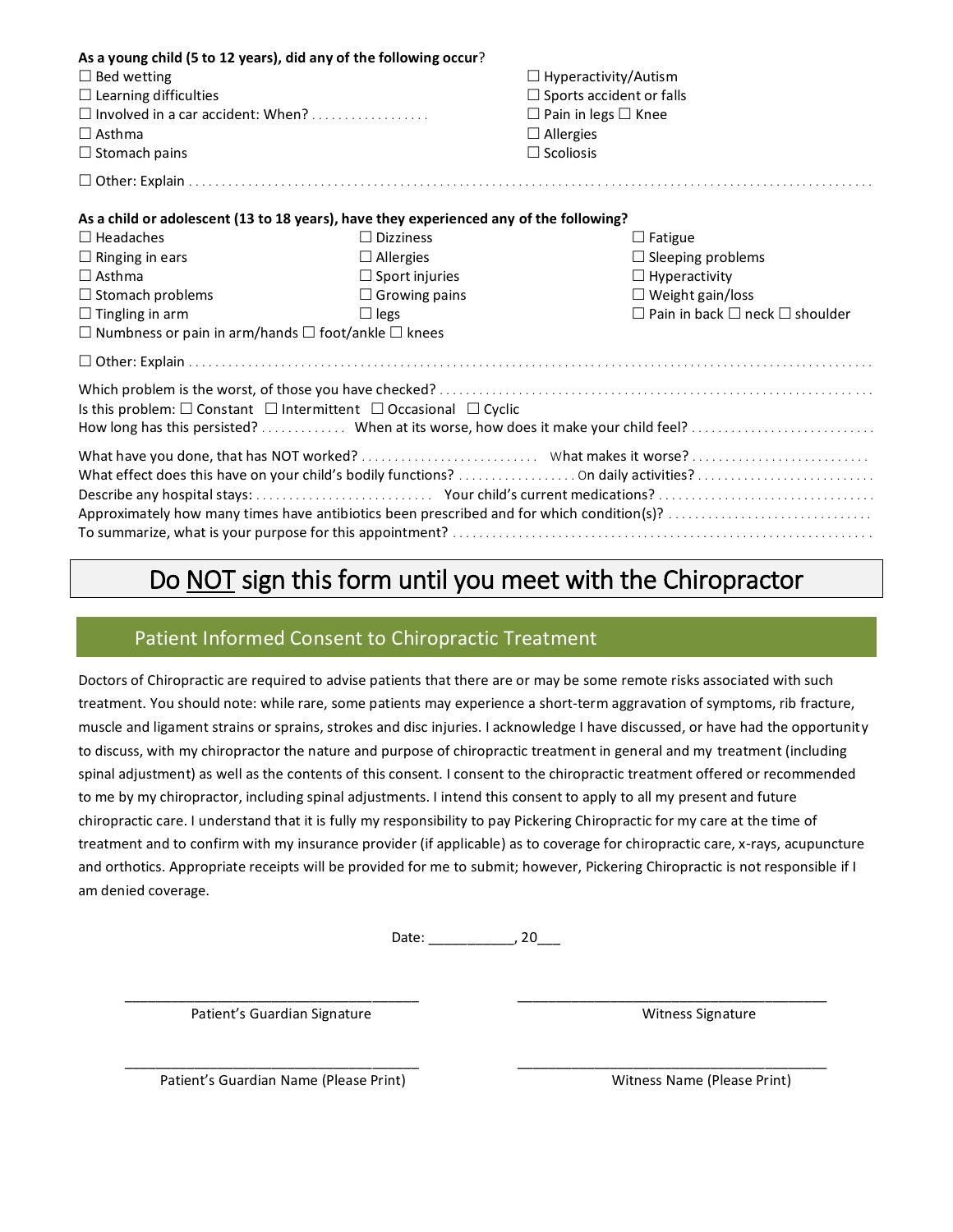**As a young child (5 to 12 years), did any of the following occur?**

☐ Bed wetting
☐ Learning difficulties
☐ Involved in a car accident: When? . . . . . . . . . . . . . . . . . .
☐ Asthma
☐ Stomach pains

☐ Hyperactivity/Autism
☐ Sports accident or falls
☐ Pain in legs ☐ Knee
☐ Allergies
☐ Scoliosis

☐ Other: Explain . . . . . . . . . . . . . . . . . . . . . . . . . . . . . . . . . . . . . . . . . . . . . . . . . . . . . . . . . . . . . . . . . . . . . . . . . . . . . . . . . . . . . . . . . . . .

**As a child or adolescent (13 to 18 years), have they experienced any of the following?**

☐ Headaches
☐ Ringing in ears
☐ Asthma
☐ Stomach problems
☐ Tingling in arm
☐ Numbness or pain in arm/hands ☐ foot/ankle ☐ knees

☐ Dizziness
☐ Allergies
☐ Sport injuries
☐ Growing pains
☐ legs

☐ Fatigue
☐ Sleeping problems
☐ Hyperactivity
☐ Weight gain/loss
☐ Pain in back ☐ neck ☐ shoulder

☐ Other: Explain . . . . . . . . . . . . . . . . . . . . . . . . . . . . . . . . . . . . . . . . . . . . . . . . . . . . . . . . . . . . . . . . . . . . . . . . . . . . . . . . . . . . . . . . . . . .

Which problem is the worst, of those you have checked? . . . . . . . . . . . . . . . . . . . . . . . . . . . . . . . . . . . . . . . . . . . . . . . . . . . . . . . . . . . . . .
Is this problem: ☐ Constant ☐ Intermittent ☐ Occasional ☐ Cyclic
How long has this persisted? . . . . . . . . . . . . . When at its worse, how does it make your child feel? . . . . . . . . . . . . . . . . . . . . . . . . . . . .

What have you done, that has NOT worked? . . . . . . . . . . . . . . . . . . . . . . . . . . . What makes it worse? . . . . . . . . . . . . . . . . . . . . . . . . . . .
What effect does this have on your child's bodily functions? . . . . . . . . . . . . . . . . . . On daily activities? . . . . . . . . . . . . . . . . . . . . . . . . . . .
Describe any hospital stays: . . . . . . . . . . . . . . . . . . . . . . . . . . . Your child's current medications? . . . . . . . . . . . . . . . . . . . . . . . . . . . . . . . . .
Approximately how many times have antibiotics been prescribed and for which condition(s)? . . . . . . . . . . . . . . . . . . . . . . . . . . . . . .
To summarize, what is your purpose for this appointment? . . . . . . . . . . . . . . . . . . . . . . . . . . . . . . . . . . . . . . . . . . . . . . . . . . . . . . . . . . . . . .

# Do NOT sign this form until you meet with the Chiropractor

## Patient Informed Consent to Chiropractic Treatment

Doctors of Chiropractic are required to advise patients that there are or may be some remote risks associated with such treatment. You should note: while rare, some patients may experience a short-term aggravation of symptoms, rib fracture, muscle and ligament strains or sprains, strokes and disc injuries. I acknowledge I have discussed, or have had the opportunity to discuss, with my chiropractor the nature and purpose of chiropractic treatment in general and my treatment (including spinal adjustment) as well as the contents of this consent. I consent to the chiropractic treatment offered or recommended to me by my chiropractor, including spinal adjustments. I intend this consent to apply to all my present and future chiropractic care. I understand that it is fully my responsibility to pay Pickering Chiropractic for my care at the time of treatment and to confirm with my insurance provider (if applicable) as to coverage for chiropractic care, x-rays, acupuncture and orthotics. Appropriate receipts will be provided for me to submit; however, Pickering Chiropractic is not responsible if I am denied coverage.

Date: ___________, 20___

_______________________________________
Patient's Guardian Signature

_______________________________________
Witness Signature

_______________________________________
Patient's Guardian Name (Please Print)

_______________________________________
Witness Name (Please Print)